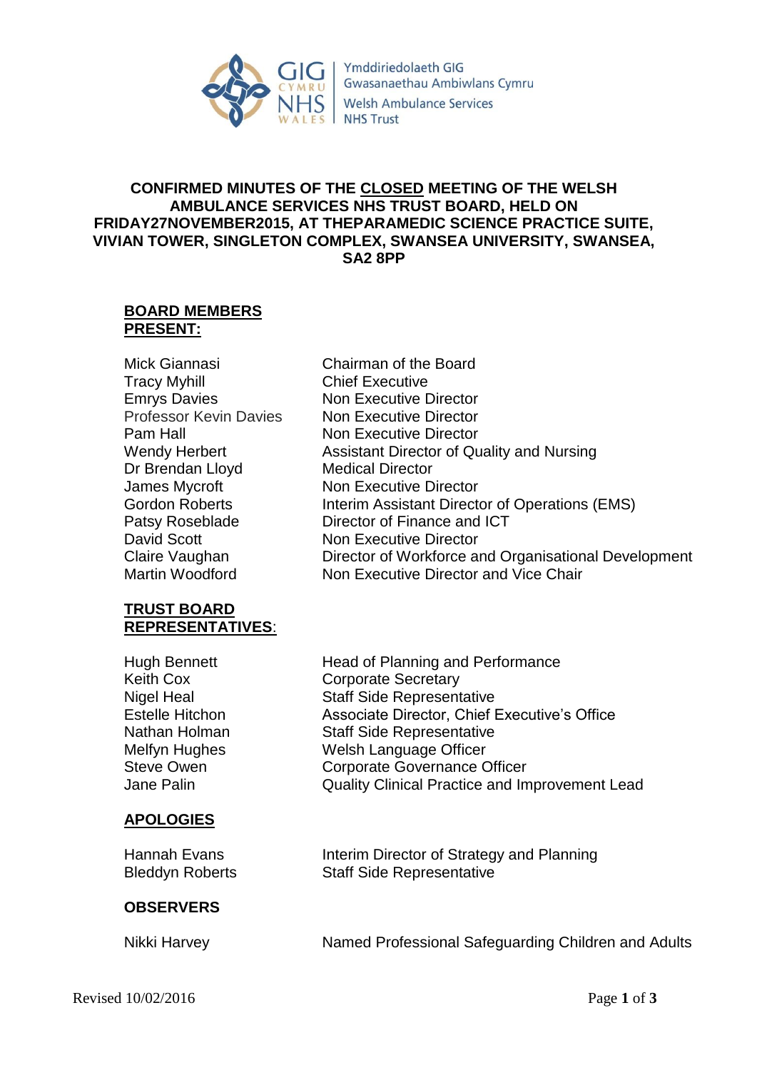Ymddiriedolaeth GIG Gwasanaethau Ambiwlans Cymru
Welsh Ambulance Services NHS Trust

**CONFIRMED MINUTES OF THE CLOSED MEETING OF THE WELSH AMBULANCE SERVICES NHS TRUST BOARD, HELD ON FRIDAY27NOVEMBER2015, AT THEPARAMEDIC SCIENCE PRACTICE SUITE, VIVIAN TOWER, SINGLETON COMPLEX, SWANSEA UNIVERSITY, SWANSEA, SA2 8PP**

**BOARD MEMBERS PRESENT:**

| | |
|---|---|
| Mick Giannasi | Chairman of the Board |
| Tracy Myhill | Chief Executive |
| Emrys Davies | Non Executive Director |
| Professor Kevin Davies | Non Executive Director |
| Pam Hall | Non Executive Director |
| Wendy Herbert | Assistant Director of Quality and Nursing |
| Dr Brendan Lloyd | Medical Director |
| James Mycroft | Non Executive Director |
| Gordon Roberts | Interim Assistant Director of Operations (EMS) |
| Patsy Roseblade | Director of Finance and ICT |
| David Scott | Non Executive Director |
| Claire Vaughan | Director of Workforce and Organisational Development |
| Martin Woodford | Non Executive Director and Vice Chair |

**TRUST BOARD REPRESENTATIVES:**

| | |
|---|---|
| Hugh Bennett | Head of Planning and Performance |
| Keith Cox | Corporate Secretary |
| Nigel Heal | Staff Side Representative |
| Estelle Hitchon | Associate Director, Chief Executive's Office |
| Nathan Holman | Staff Side Representative |
| Melfyn Hughes | Welsh Language Officer |
| Steve Owen | Corporate Governance Officer |
| Jane Palin | Quality Clinical Practice and Improvement Lead |

**APOLOGIES**

| | |
|---|---|
| Hannah Evans | Interim Director of Strategy and Planning |
| Bleddyn Roberts | Staff Side Representative |

**OBSERVERS**

| | |
|---|---|
| Nikki Harvey | Named Professional Safeguarding Children and Adults |

Revised 10/02/2016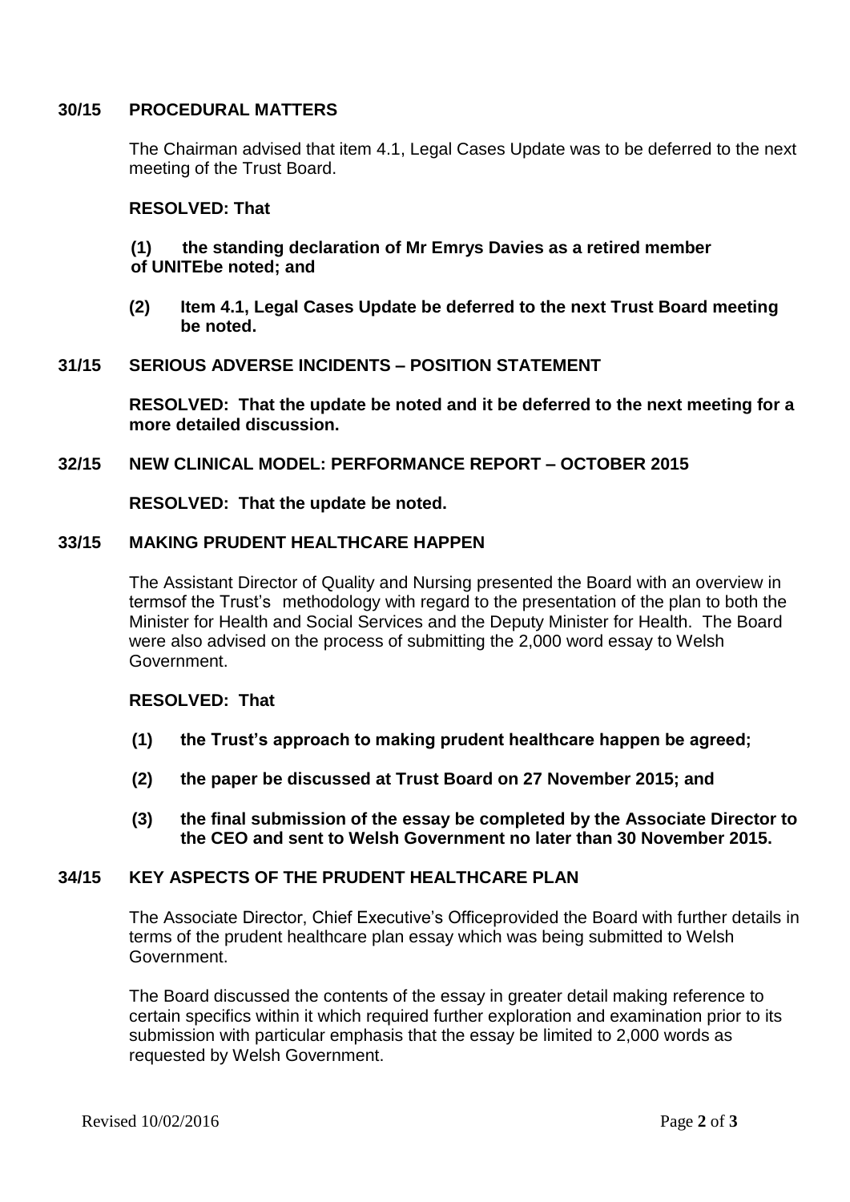## 30/15 PROCEDURAL MATTERS

The Chairman advised that item 4.1, Legal Cases Update was to be deferred to the next meeting of the Trust Board.

**RESOLVED: That**

**(1) the standing declaration of Mr Emrys Davies as a retired member of UNITEbe noted; and**

**(2) Item 4.1, Legal Cases Update be deferred to the next Trust Board meeting be noted.**

## 31/15 SERIOUS ADVERSE INCIDENTS – POSITION STATEMENT

**RESOLVED: That the update be noted and it be deferred to the next meeting for a more detailed discussion.**

## 32/15 NEW CLINICAL MODEL: PERFORMANCE REPORT – OCTOBER 2015

**RESOLVED: That the update be noted.**

## 33/15 MAKING PRUDENT HEALTHCARE HAPPEN

The Assistant Director of Quality and Nursing presented the Board with an overview in termsof the Trust's methodology with regard to the presentation of the plan to both the Minister for Health and Social Services and the Deputy Minister for Health. The Board were also advised on the process of submitting the 2,000 word essay to Welsh Government.

**RESOLVED: That**

**(1) the Trust's approach to making prudent healthcare happen be agreed;**

**(2) the paper be discussed at Trust Board on 27 November 2015; and**

**(3) the final submission of the essay be completed by the Associate Director to the CEO and sent to Welsh Government no later than 30 November 2015.**

## 34/15 KEY ASPECTS OF THE PRUDENT HEALTHCARE PLAN

The Associate Director, Chief Executive's Officeprovided the Board with further details in terms of the prudent healthcare plan essay which was being submitted to Welsh Government.

The Board discussed the contents of the essay in greater detail making reference to certain specifics within it which required further exploration and examination prior to its submission with particular emphasis that the essay be limited to 2,000 words as requested by Welsh Government.

Revised 10/02/2016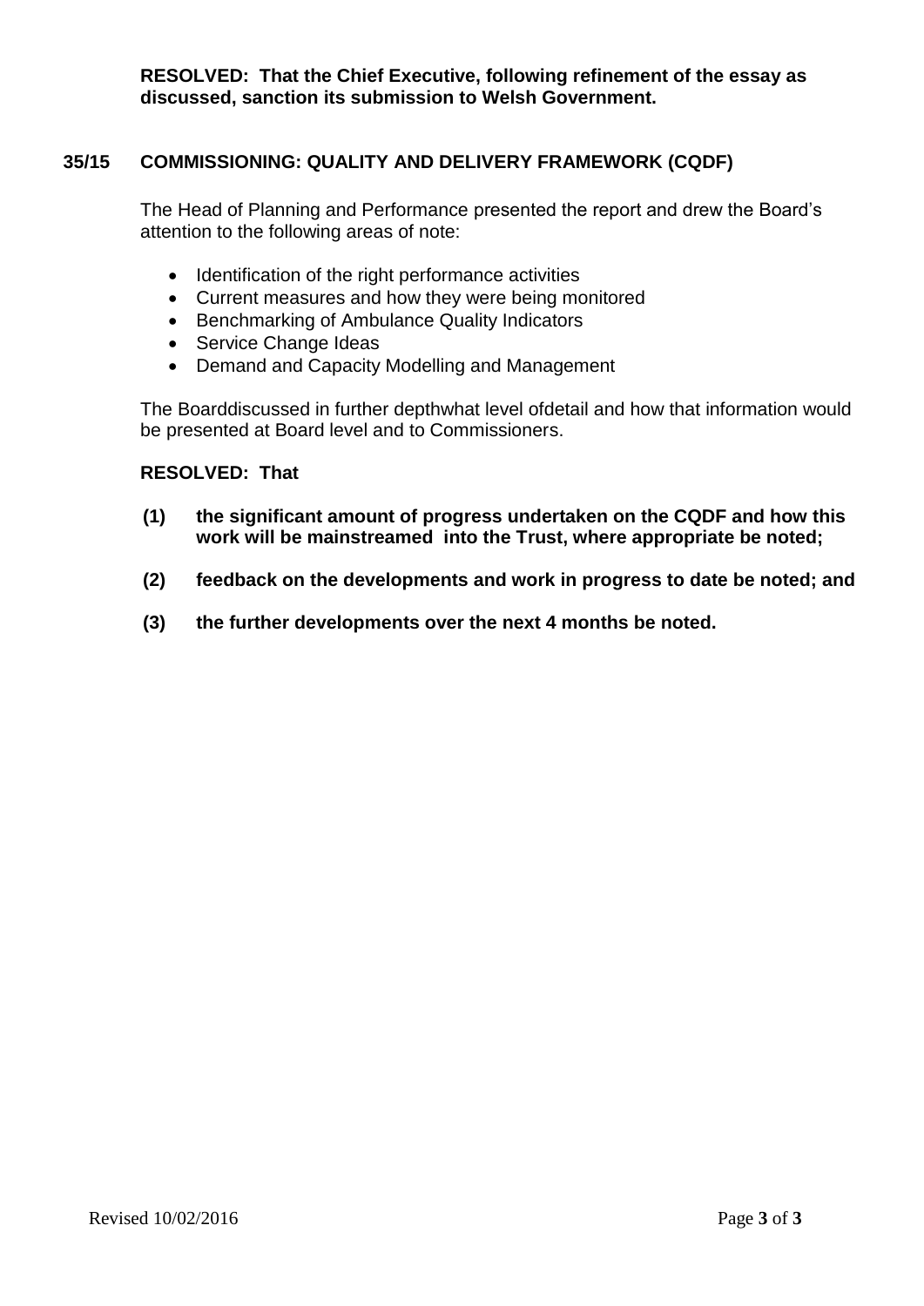**RESOLVED: That the Chief Executive, following refinement of the essay as discussed, sanction its submission to Welsh Government.**

## 35/15 COMMISSIONING: QUALITY AND DELIVERY FRAMEWORK (CQDF)

The Head of Planning and Performance presented the report and drew the Board's attention to the following areas of note:

- Identification of the right performance activities
- Current measures and how they were being monitored
- Benchmarking of Ambulance Quality Indicators
- Service Change Ideas
- Demand and Capacity Modelling and Management

The Boarddiscussed in further depthwhat level ofdetail and how that information would be presented at Board level and to Commissioners.

**RESOLVED: That**

**(1) the significant amount of progress undertaken on the CQDF and how this work will be mainstreamed into the Trust, where appropriate be noted;**

**(2) feedback on the developments and work in progress to date be noted; and**

**(3) the further developments over the next 4 months be noted.**

Revised 10/02/2016